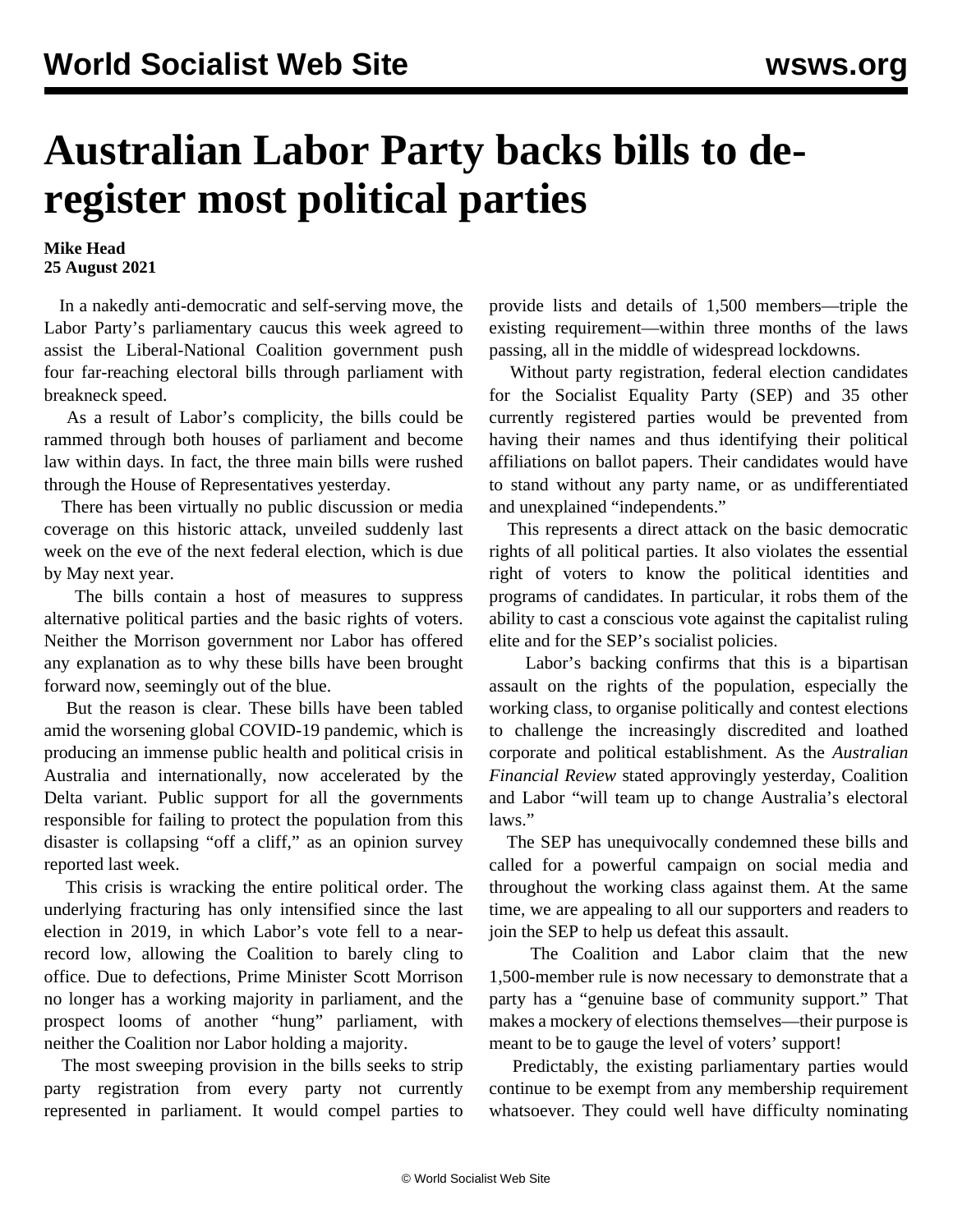# Australian Labor Party backs bills to de-register most political parties

**Mike Head**
**25 August 2021**

In a nakedly anti-democratic and self-serving move, the Labor Party's parliamentary caucus this week agreed to assist the Liberal-National Coalition government push four far-reaching electoral bills through parliament with breakneck speed.

As a result of Labor's complicity, the bills could be rammed through both houses of parliament and become law within days. In fact, the three main bills were rushed through the House of Representatives yesterday.

There has been virtually no public discussion or media coverage on this historic attack, unveiled suddenly last week on the eve of the next federal election, which is due by May next year.

The bills contain a host of measures to suppress alternative political parties and the basic rights of voters. Neither the Morrison government nor Labor has offered any explanation as to why these bills have been brought forward now, seemingly out of the blue.

But the reason is clear. These bills have been tabled amid the worsening global COVID-19 pandemic, which is producing an immense public health and political crisis in Australia and internationally, now accelerated by the Delta variant. Public support for all the governments responsible for failing to protect the population from this disaster is collapsing "off a cliff," as an opinion survey reported last week.

This crisis is wracking the entire political order. The underlying fracturing has only intensified since the last election in 2019, in which Labor's vote fell to a near-record low, allowing the Coalition to barely cling to office. Due to defections, Prime Minister Scott Morrison no longer has a working majority in parliament, and the prospect looms of another "hung" parliament, with neither the Coalition nor Labor holding a majority.

The most sweeping provision in the bills seeks to strip party registration from every party not currently represented in parliament. It would compel parties to provide lists and details of 1,500 members—triple the existing requirement—within three months of the laws passing, all in the middle of widespread lockdowns.

Without party registration, federal election candidates for the Socialist Equality Party (SEP) and 35 other currently registered parties would be prevented from having their names and thus identifying their political affiliations on ballot papers. Their candidates would have to stand without any party name, or as undifferentiated and unexplained "independents."

This represents a direct attack on the basic democratic rights of all political parties. It also violates the essential right of voters to know the political identities and programs of candidates. In particular, it robs them of the ability to cast a conscious vote against the capitalist ruling elite and for the SEP's socialist policies.

Labor's backing confirms that this is a bipartisan assault on the rights of the population, especially the working class, to organise politically and contest elections to challenge the increasingly discredited and loathed corporate and political establishment. As the *Australian Financial Review* stated approvingly yesterday, Coalition and Labor "will team up to change Australia's electoral laws."

The SEP has unequivocally condemned these bills and called for a powerful campaign on social media and throughout the working class against them. At the same time, we are appealing to all our supporters and readers to join the SEP to help us defeat this assault.

The Coalition and Labor claim that the new 1,500-member rule is now necessary to demonstrate that a party has a "genuine base of community support." That makes a mockery of elections themselves—their purpose is meant to be to gauge the level of voters' support!

Predictably, the existing parliamentary parties would continue to be exempt from any membership requirement whatsoever. They could well have difficulty nominating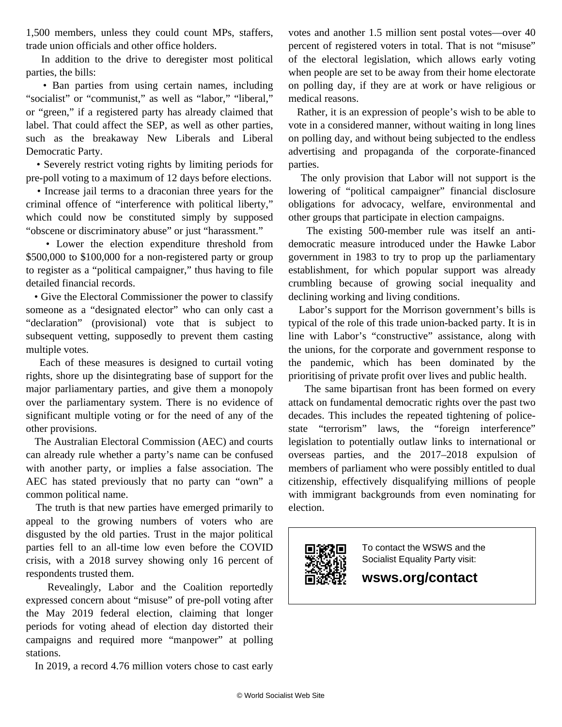1,500 members, unless they could count MPs, staffers, trade union officials and other office holders.

In addition to the drive to deregister most political parties, the bills:

• Ban parties from using certain names, including “socialist” or “communist,” as well as “labor,” “liberal,” or “green,” if a registered party has already claimed that label. That could affect the SEP, as well as other parties, such as the breakaway New Liberals and Liberal Democratic Party.

• Severely restrict voting rights by limiting periods for pre-poll voting to a maximum of 12 days before elections.

• Increase jail terms to a draconian three years for the criminal offence of “interference with political liberty,” which could now be constituted simply by supposed “obscene or discriminatory abuse” or just “harassment.”

• Lower the election expenditure threshold from $500,000 to $100,000 for a non-registered party or group to register as a “political campaigner,” thus having to file detailed financial records.

• Give the Electoral Commissioner the power to classify someone as a “designated elector” who can only cast a “declaration” (provisional) vote that is subject to subsequent vetting, supposedly to prevent them casting multiple votes.

Each of these measures is designed to curtail voting rights, shore up the disintegrating base of support for the major parliamentary parties, and give them a monopoly over the parliamentary system. There is no evidence of significant multiple voting or for the need of any of the other provisions.

The Australian Electoral Commission (AEC) and courts can already rule whether a party’s name can be confused with another party, or implies a false association. The AEC has stated previously that no party can “own” a common political name.

The truth is that new parties have emerged primarily to appeal to the growing numbers of voters who are disgusted by the old parties. Trust in the major political parties fell to an all-time low even before the COVID crisis, with a 2018 survey showing only 16 percent of respondents trusted them.

Revealingly, Labor and the Coalition reportedly expressed concern about “misuse” of pre-poll voting after the May 2019 federal election, claiming that longer periods for voting ahead of election day distorted their campaigns and required more “manpower” at polling stations.

In 2019, a record 4.76 million voters chose to cast early votes and another 1.5 million sent postal votes—over 40 percent of registered voters in total. That is not “misuse” of the electoral legislation, which allows early voting when people are set to be away from their home electorate on polling day, if they are at work or have religious or medical reasons.

Rather, it is an expression of people’s wish to be able to vote in a considered manner, without waiting in long lines on polling day, and without being subjected to the endless advertising and propaganda of the corporate-financed parties.

The only provision that Labor will not support is the lowering of “political campaigner” financial disclosure obligations for advocacy, welfare, environmental and other groups that participate in election campaigns.

The existing 500-member rule was itself an anti-democratic measure introduced under the Hawke Labor government in 1983 to try to prop up the parliamentary establishment, for which popular support was already crumbling because of growing social inequality and declining working and living conditions.

Labor’s support for the Morrison government’s bills is typical of the role of this trade union-backed party. It is in line with Labor’s “constructive” assistance, along with the unions, for the corporate and government response to the pandemic, which has been dominated by the prioritising of private profit over lives and public health.

The same bipartisan front has been formed on every attack on fundamental democratic rights over the past two decades. This includes the repeated tightening of police-state “terrorism” laws, the “foreign interference” legislation to potentially outlaw links to international or overseas parties, and the 2017–2018 expulsion of members of parliament who were possibly entitled to dual citizenship, effectively disqualifying millions of people with immigrant backgrounds from even nominating for election.

To contact the WSWS and the Socialist Equality Party visit:

**wsws.org/contact**